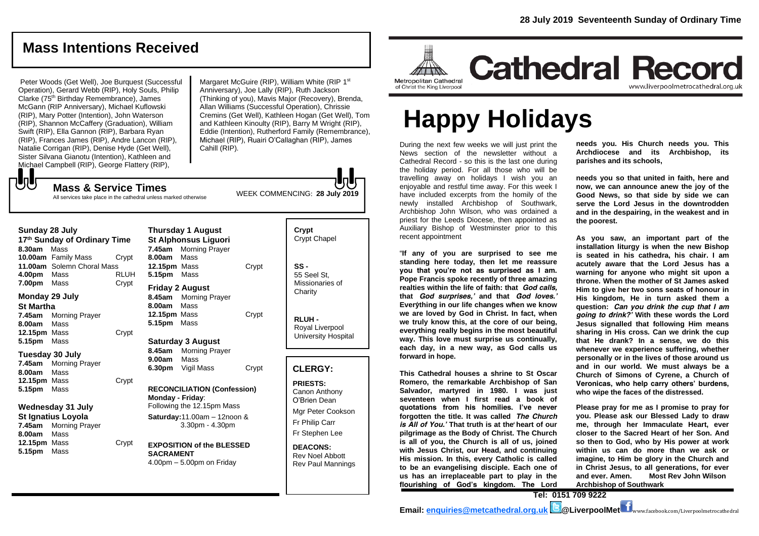## Mass Intentions Received

Peter Woods (Get Well), Joe Burquest (Successful Operation), Gerard Webb (RIP), Holy Souls, Philip Clarke (75th Birthday Remembrance), James McGann (RIP Anniversary), Michael Kuflowski (RIP), Mary Potter (Intention), John Waterson (RIP), Shannon McCaffery (Graduation), William Swift (RIP), Ella Gannon (RIP), Barbara Ryan (RIP), Frances James (RIP), Andre Lancon (RIP), Natalie Corrigan (RIP), Denise Hyde (Get Well), Sister Silvana Gianotu (Intention), Kathleen and Michael Campbell (RIP), George Flattery (RIP), Margaret McGuire (RIP), William White (RIP 1st Anniversary), Joe Lally (RIP), Ruth Jackson (Thinking of you), Mavis Major (Recovery), Brenda, Allan Williams (Successful Operation), Chrissie Cremins (Get Well), Kathleen Hogan (Get Well), Tom and Kathleen Kinoulty (RIP), Barry M Wright (RIP), Eddie (Intention), Rutherford Family (Remembrance), Michael (RIP), Ruairi O'Callaghan (RIP), James Cahill (RIP).

## Mass & Service Times

All services take place in the cathedral unless marked otherwise

WEEK COMMENCING: **28 July 2019**

**Sunday 28 July**
**17th Sunday of Ordinary Time**

| | | |
|---|---|---|
| **8.30am** | Mass | |
| **10.00am** | Family Mass | Crypt |
| **11.00am** | Solemn Choral Mass | |
| **4.00pm** | Mass | RLUH |
| **7.00pm** | Mass | Crypt |

**Monday 29 July**
**St Martha**

| | | |
|---|---|---|
| **7.45am** | Morning Prayer | |
| **8.00am** | Mass | |
| **12.15pm** | Mass | Crypt |
| **5.15pm** | Mass | |

**Tuesday 30 July**

| | | |
|---|---|---|
| **7.45am** | Morning Prayer | |
| **8.00am** | Mass | |
| **12.15pm** | Mass | Crypt |
| **5.15pm** | Mass | |

**Wednesday 31 July**
**St Ignatius Loyola**

| | | |
|---|---|---|
| **7.45am** | Morning Prayer | |
| **8.00am** | Mass | |
| **12.15pm** | Mass | Crypt |
| **5.15pm** | Mass | |

**Thursday 1 August**
**St Alphonsus Liguori**

| | | |
|---|---|---|
| **7.45am** | Morning Prayer | |
| **8.00am** | Mass | |
| **12.15pm** | Mass | Crypt |
| **5.15pm** | Mass | |

**Friday 2 August**

| | | |
|---|---|---|
| **8.45am** | Morning Prayer | |
| **8.00am** | Mass | |
| **12.15pm** | Mass | Crypt |
| **5.15pm** | Mass | |

**Saturday 3 August**

| | | |
|---|---|---|
| **8.45am** | Morning Prayer | |
| **9.00am** | Mass | |
| **6.30pm** | Vigil Mass | Crypt |

**RECONCILIATION (Confession)**
**Monday - Friday**: Following the 12.15pm Mass
**Saturday:** 11.00am – 12noon & 3.30pm - 4.30pm

**EXPOSITION of the BLESSED SACRAMENT**
4.00pm – 5.00pm on Friday

**Crypt**
Crypt Chapel

**SS -**
55 Seel St, Missionaries of Charity

**RLUH -**
Royal Liverpool University Hospital

### CLERGY:

**PRIESTS:**
Canon Anthony O'Brien Dean
Mgr Peter Cookson
Fr Philip Carr
Fr Stephen Lee

**DEACONS:**
Rev Noel Abbott
Rev Paul Mannings

**28 July 2019 Seventeenth Sunday of Ordinary Time**

Metropolitan Cathedral of Christ the King Liverpool

# Cathedral Record

www.liverpoolmetrocathedral.org.uk

# Happy Holidays

During the next few weeks we will just print the News section of the newsletter without a Cathedral Record - so this is the last one during the holiday period. For all those who will be travelling away on holidays I wish you an enjoyable and restful time away. For this week I have included excerpts from the homily of the newly installed Archbishop of Southwark, Archbishop John Wilson, who was ordained a priest for the Leeds Diocese, then appointed as Auxiliary Bishop of Westminster prior to this recent appointment

"**If any of you are surprised to see me standing here today, then let me reassure you that you're not as surprised as I am. Pope Francis spoke recently of three amazing realties within the life of faith: that *God calls,* that *God surprises,'* and that *God loves.'* Everything in our life changes when we know we are loved by God in Christ. In fact, when we truly know this, at the core of our being, everything really begins in the most beautiful way. This love must surprise us continually, each day, in a new way, as God calls us forward in hope.**

**This Cathedral houses a shrine to St Oscar Romero, the remarkable Archbishop of San Salvador, martyred in 1980. I was just seventeen when I first read a book of quotations from his homilies. I've never forgotten the title. It was called *The Church is All of You.'* That truth is at the heart of our pilgrimage as the Body of Christ. The Church is all of you, the Church is all of us, joined with Jesus Christ, our Head, and continuing His mission. In this, every Catholic is called to be an evangelising disciple. Each one of us has an irreplaceable part to play in the flourishing of God's kingdom. The Lord needs you. His Church needs you. This Archdiocese and its Archbishop, its parishes and its schools,**

**needs you so that united in faith, here and now, we can announce anew the joy of the Good News, so that side by side we can serve the Lord Jesus in the downtrodden and in the despairing, in the weakest and in the poorest.**

**As you saw, an important part of the installation liturgy is when the new Bishop is seated in his cathedra, his chair. I am acutely aware that the Lord Jesus has a warning for anyone who might sit upon a throne. When the mother of St James asked Him to give her two sons seats of honour in His kingdom, He in turn asked them a question: *Can you drink the cup that I am going to drink?'* With these words the Lord Jesus signalled that following Him means sharing in His cross. Can we drink the cup that He drank? In a sense, we do this whenever we experience suffering, whether personally or in the lives of those around us and in our world. We must always be a Church of Simons of Cyrene, a Church of Veronicas, who help carry others' burdens, who wipe the faces of the distressed.**

**Please pray for me as I promise to pray for you. Please ask our Blessed Lady to draw me, through her Immaculate Heart, ever closer to the Sacred Heart of her Son. And so then to God, who by His power at work within us can do more than we ask or imagine, to Him be glory in the Church and in Christ Jesus, to all generations, for ever and ever. Amen. Most Rev John Wilson Archbishop of Southwark**

**Tel: 0151 709 9222**

**Email: enquiries@metcathedral.org.uk @LiverpoolMet** www.facebook.com/Liverpoolmetrocathedral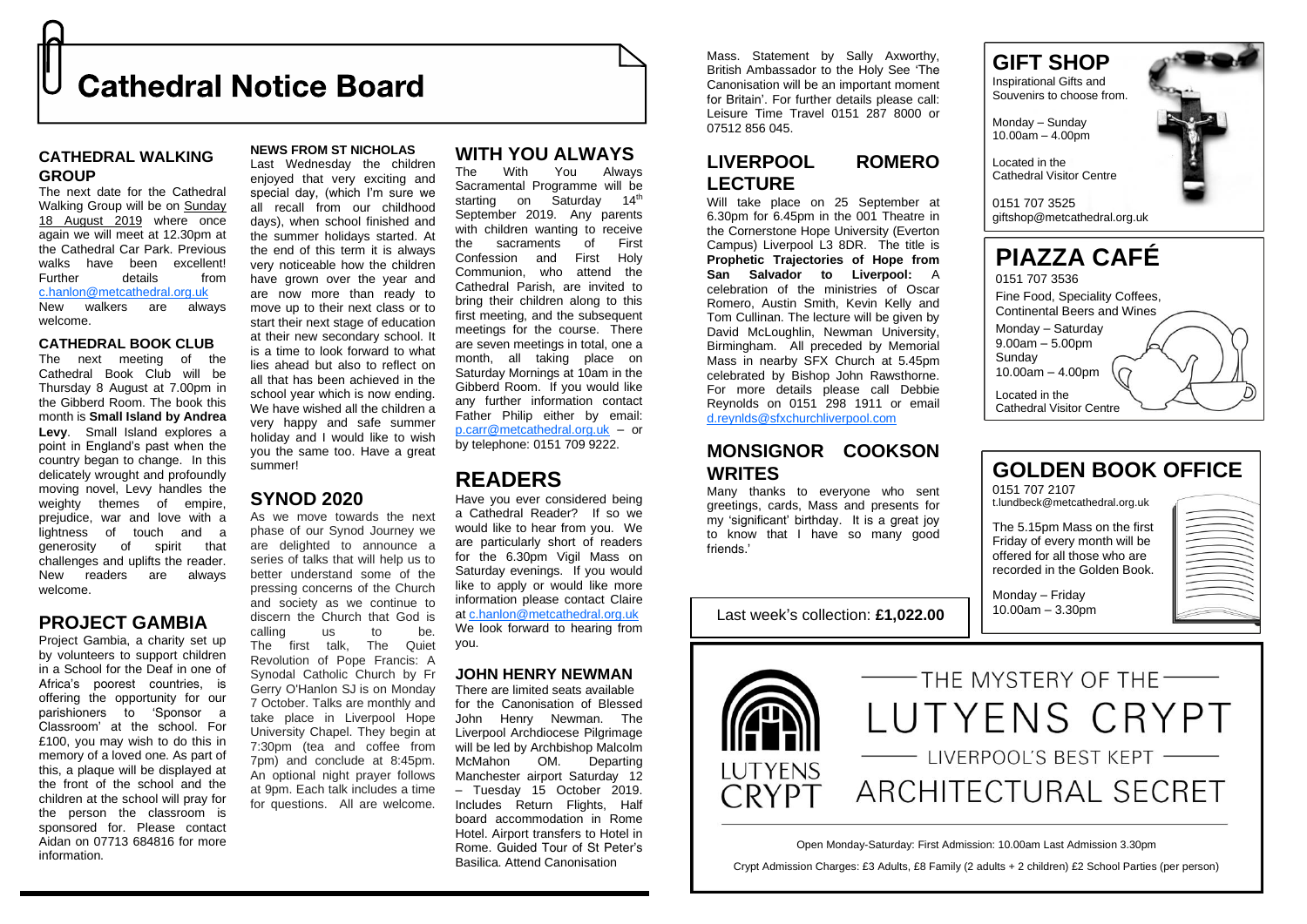# Cathedral Notice Board

### CATHEDRAL WALKING GROUP

The next date for the Cathedral Walking Group will be on Sunday 18 August 2019 where once again we will meet at 12.30pm at the Cathedral Car Park. Previous walks have been excellent! Further details from c.hanlon@metcathedral.org.uk New walkers are always welcome.

### CATHEDRAL BOOK CLUB

The next meeting of the Cathedral Book Club will be Thursday 8 August at 7.00pm in the Gibberd Room. The book this month is **Small Island by Andrea Levy**. Small Island explores a point in England's past when the country began to change. In this delicately wrought and profoundly moving novel, Levy handles the weighty themes of empire, prejudice, war and love with a lightness of touch and a generosity of spirit that challenges and uplifts the reader. New readers are always welcome.

## PROJECT GAMBIA

Project Gambia, a charity set up by volunteers to support children in a School for the Deaf in one of Africa's poorest countries, is offering the opportunity for our parishioners to 'Sponsor a Classroom' at the school. For £100, you may wish to do this in memory of a loved one. As part of this, a plaque will be displayed at the front of the school and the children at the school will pray for the person the classroom is sponsored for. Please contact Aidan on 07713 684816 for more information.

### NEWS FROM ST NICHOLAS

Last Wednesday the children enjoyed that very exciting and special day, (which I'm sure we all recall from our childhood days), when school finished and the summer holidays started. At the end of this term it is always very noticeable how the children have grown over the year and are now more than ready to move up to their next class or to start their next stage of education at their new secondary school. It is a time to look forward to what lies ahead but also to reflect on all that has been achieved in the school year which is now ending. We have wished all the children a very happy and safe summer holiday and I would like to wish you the same too. Have a great summer!

## SYNOD 2020

As we move towards the next phase of our Synod Journey we are delighted to announce a series of talks that will help us to better understand some of the pressing concerns of the Church and society as we continue to discern the Church that God is calling us to be. The first talk, The Quiet Revolution of Pope Francis: A Synodal Catholic Church by Fr Gerry O'Hanlon SJ is on Monday 7 October. Talks are monthly and take place in Liverpool Hope University Chapel. They begin at 7:30pm (tea and coffee from 7pm) and conclude at 8:45pm. An optional night prayer follows at 9pm. Each talk includes a time for questions. All are welcome.

## WITH YOU ALWAYS

The With You Always Sacramental Programme will be starting on Saturday 14th September 2019. Any parents with children wanting to receive the sacraments of First Confession and First Holy Communion, who attend the Cathedral Parish, are invited to bring their children along to this first meeting, and the subsequent meetings for the course. There are seven meetings in total, one a month, all taking place on Saturday Mornings at 10am in the Gibberd Room. If you would like any further information contact Father Philip either by email: p.carr@metcathedral.org.uk – or by telephone: 0151 709 9222.

## READERS

Have you ever considered being a Cathedral Reader? If so we would like to hear from you. We are particularly short of readers for the 6.30pm Vigil Mass on Saturday evenings. If you would like to apply or would like more information please contact Claire at c.hanlon@metcathedral.org.uk We look forward to hearing from you.

### JOHN HENRY NEWMAN

There are limited seats available for the Canonisation of Blessed John Henry Newman. The Liverpool Archdiocese Pilgrimage will be led by Archbishop Malcolm McMahon OM. Departing Manchester airport Saturday 12 – Tuesday 15 October 2019. Includes Return Flights, Half board accommodation in Rome Hotel. Airport transfers to Hotel in Rome. Guided Tour of St Peter's Basilica. Attend Canonisation Mass. Statement by Sally Axworthy, British Ambassador to the Holy See 'The Canonisation will be an important moment for Britain'. For further details please call: Leisure Time Travel 0151 287 8000 or 07512 856 045.

## LIVERPOOL ROMERO LECTURE

Will take place on 25 September at 6.30pm for 6.45pm in the 001 Theatre in the Cornerstone Hope University (Everton Campus) Liverpool L3 8DR. The title is **Prophetic Trajectories of Hope from San Salvador to Liverpool:** A celebration of the ministries of Oscar Romero, Austin Smith, Kevin Kelly and Tom Cullinan. The lecture will be given by David McLoughlin, Newman University, Birmingham. All preceded by Memorial Mass in nearby SFX Church at 5.45pm celebrated by Bishop John Rawsthorne. For more details please call Debbie Reynolds on 0151 298 1911 or email d.reynlds@sfxchurchliverpool.com

## MONSIGNOR COOKSON WRITES

Many thanks to everyone who sent greetings, cards, Mass and presents for my 'significant' birthday. It is a great joy to know that I have so many good friends.'

Last week's collection: **£1,022.00**

## GIFT SHOP

Inspirational Gifts and Souvenirs to choose from.

Monday – Sunday
10.00am – 4.00pm

Located in the Cathedral Visitor Centre

0151 707 3525
giftshop@metcathedral.org.uk

## PIAZZA CAFÉ

0151 707 3536

Fine Food, Speciality Coffees, Continental Beers and Wines

Monday – Saturday
9.00am – 5.00pm
Sunday
10.00am – 4.00pm

Located in the Cathedral Visitor Centre

## GOLDEN BOOK OFFICE

0151 707 2107
t.lundbeck@metcathedral.org.uk

The 5.15pm Mass on the first Friday of every month will be offered for all those who are recorded in the Golden Book.

Monday – Friday
10.00am – 3.30pm

LUTYENS CRYPT

THE MYSTERY OF THE LUTYENS CRYPT — LIVERPOOL'S BEST KEPT — ARCHITECTURAL SECRET

Open Monday-Saturday: First Admission: 10.00am Last Admission 3.30pm

Crypt Admission Charges: £3 Adults, £8 Family (2 adults + 2 children) £2 School Parties (per person)